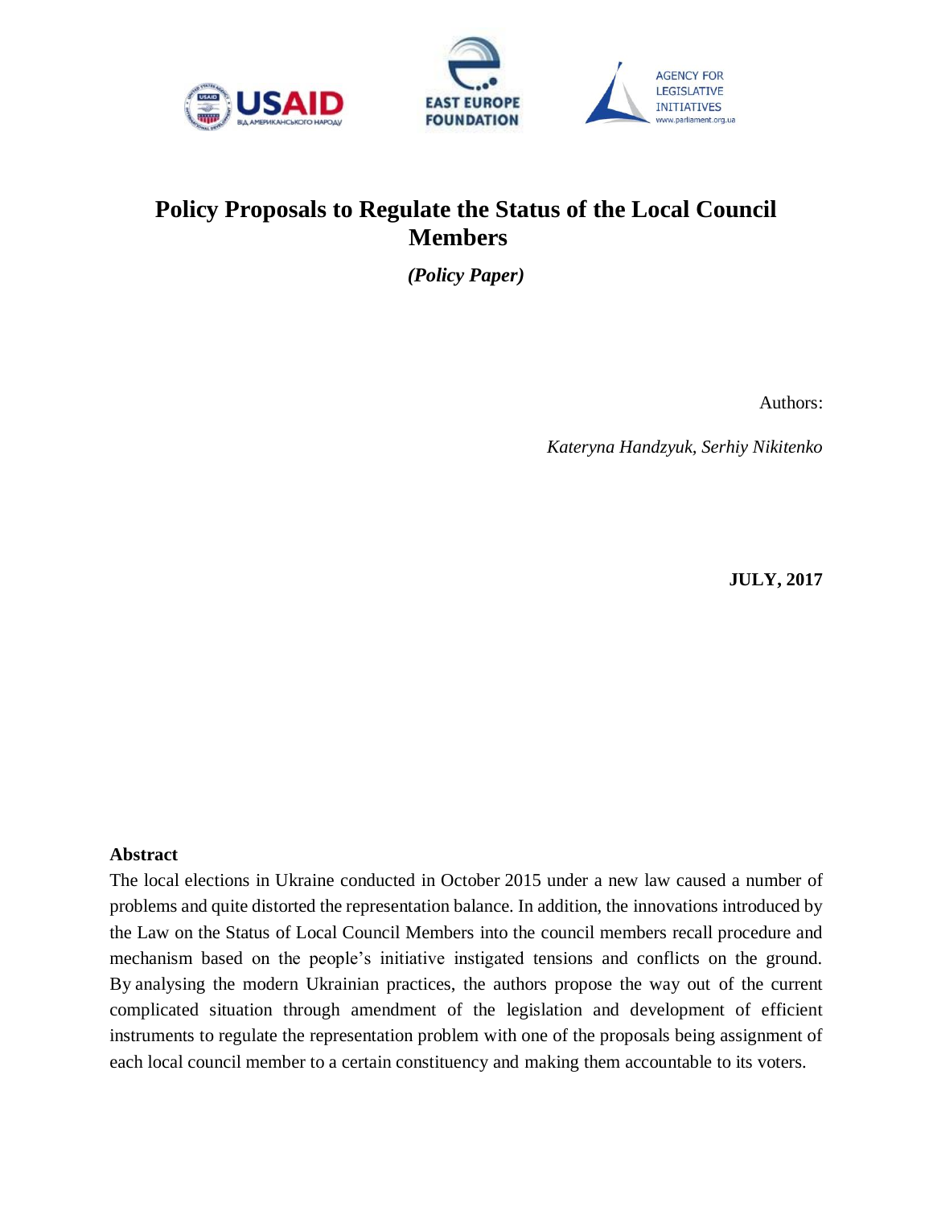# Policy Proposals to Regulate the Status of the Local Council Members

***(Policy Paper)***

Authors:

*Kateryna Handzyuk, Serhiy Nikitenko*

**JULY, 2017**

**Abstract**

The local elections in Ukraine conducted in October 2015 under a new law caused a number of problems and quite distorted the representation balance. In addition, the innovations introduced by the Law on the Status of Local Council Members into the council members recall procedure and mechanism based on the people's initiative instigated tensions and conflicts on the ground. By analysing the modern Ukrainian practices, the authors propose the way out of the current complicated situation through amendment of the legislation and development of efficient instruments to regulate the representation problem with one of the proposals being assignment of each local council member to a certain constituency and making them accountable to its voters.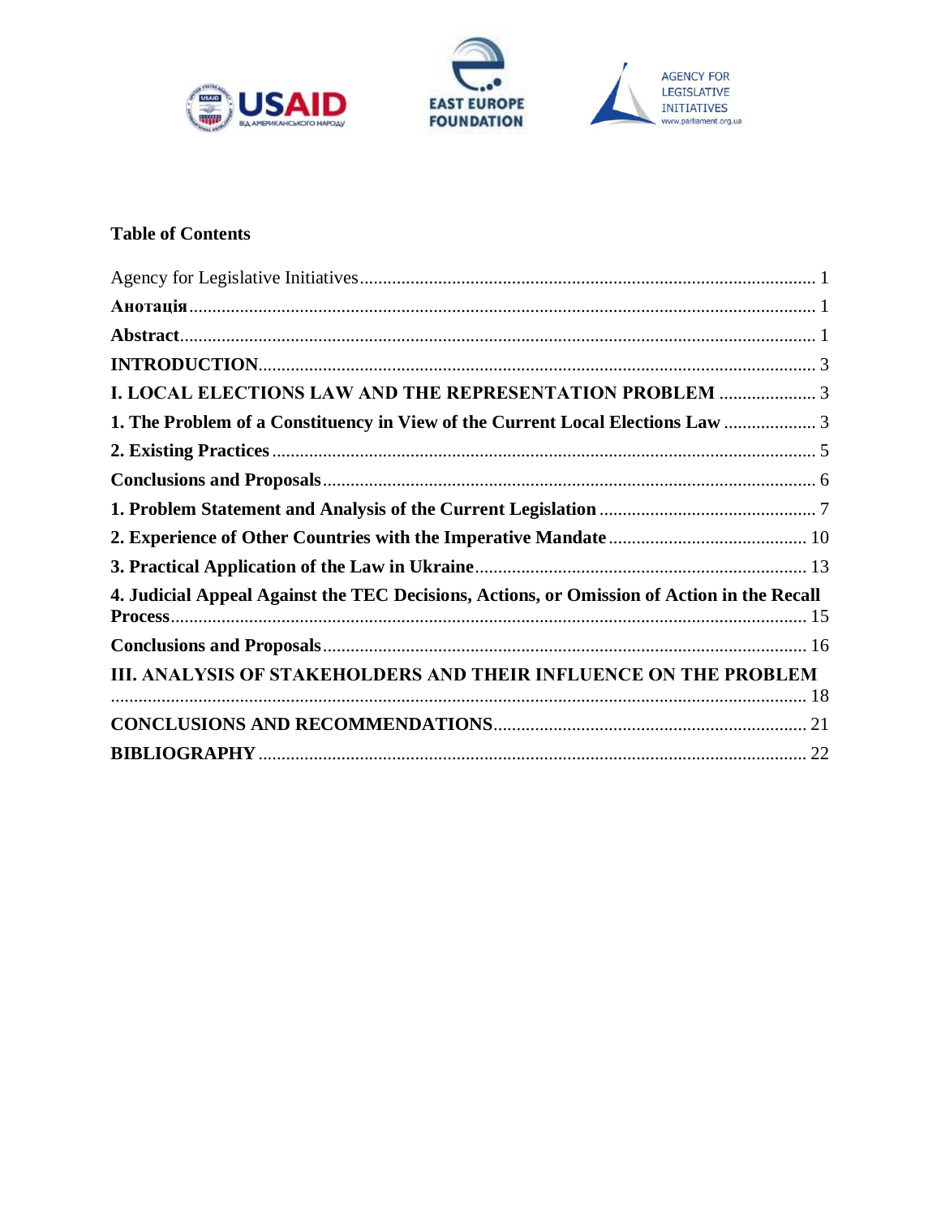**Table of Contents**

Agency for Legislative Initiatives .......... 1

**Анотація** .......... 1

**Abstract** .......... 1

**INTRODUCTION** .......... 3

**I. LOCAL ELECTIONS LAW AND THE REPRESENTATION PROBLEM** .......... 3

**1. The Problem of a Constituency in View of the Current Local Elections Law** .......... 3

**2. Existing Practices** .......... 5

**Conclusions and Proposals** .......... 6

**1. Problem Statement and Analysis of the Current Legislation** .......... 7

**2. Experience of Other Countries with the Imperative Mandate** .......... 10

**3. Practical Application of the Law in Ukraine** .......... 13

**4. Judicial Appeal Against the TEC Decisions, Actions, or Omission of Action in the Recall Process** .......... 15

**Conclusions and Proposals** .......... 16

**III. ANALYSIS OF STAKEHOLDERS AND THEIR INFLUENCE ON THE PROBLEM** .......... 18

**CONCLUSIONS AND RECOMMENDATIONS** .......... 21

**BIBLIOGRAPHY** .......... 22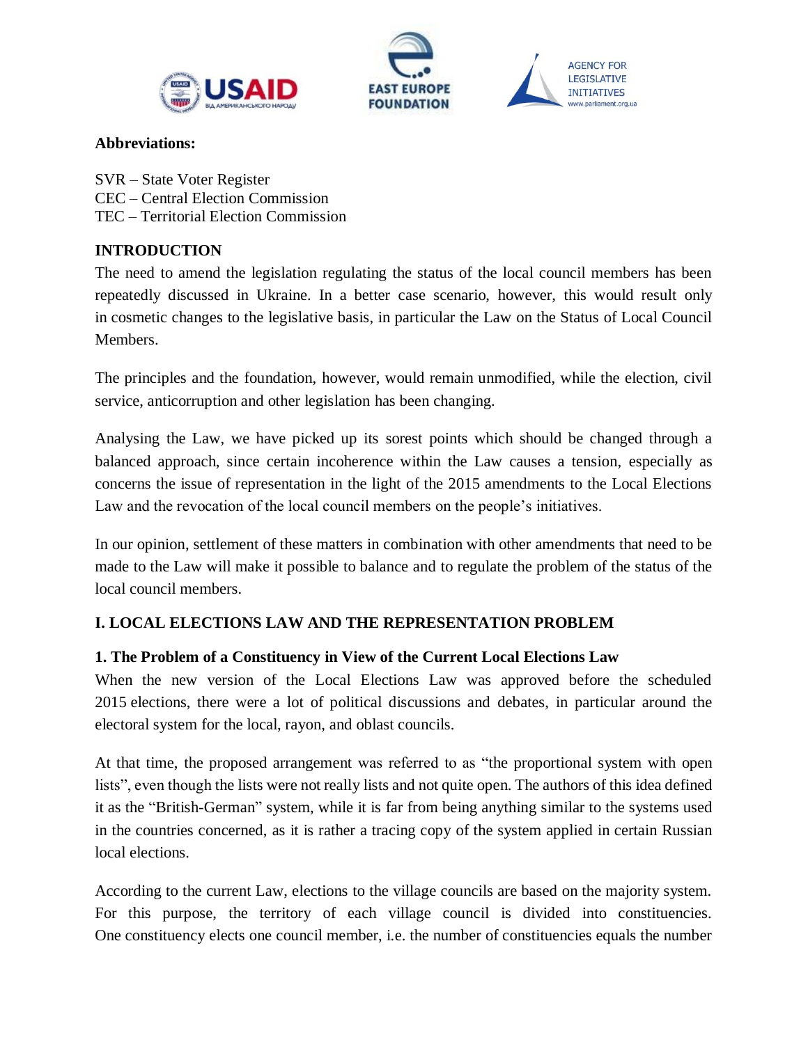**Abbreviations:**

SVR – State Voter Register
CEC – Central Election Commission
TEC – Territorial Election Commission

## INTRODUCTION

The need to amend the legislation regulating the status of the local council members has been repeatedly discussed in Ukraine. In a better case scenario, however, this would result only in cosmetic changes to the legislative basis, in particular the Law on the Status of Local Council Members.

The principles and the foundation, however, would remain unmodified, while the election, civil service, anticorruption and other legislation has been changing.

Analysing the Law, we have picked up its sorest points which should be changed through a balanced approach, since certain incoherence within the Law causes a tension, especially as concerns the issue of representation in the light of the 2015 amendments to the Local Elections Law and the revocation of the local council members on the people's initiatives.

In our opinion, settlement of these matters in combination with other amendments that need to be made to the Law will make it possible to balance and to regulate the problem of the status of the local council members.

## I. LOCAL ELECTIONS LAW AND THE REPRESENTATION PROBLEM

### 1. The Problem of a Constituency in View of the Current Local Elections Law

When the new version of the Local Elections Law was approved before the scheduled 2015 elections, there were a lot of political discussions and debates, in particular around the electoral system for the local, rayon, and oblast councils.

At that time, the proposed arrangement was referred to as "the proportional system with open lists", even though the lists were not really lists and not quite open. The authors of this idea defined it as the "British-German" system, while it is far from being anything similar to the systems used in the countries concerned, as it is rather a tracing copy of the system applied in certain Russian local elections.

According to the current Law, elections to the village councils are based on the majority system. For this purpose, the territory of each village council is divided into constituencies. One constituency elects one council member, i.e. the number of constituencies equals the number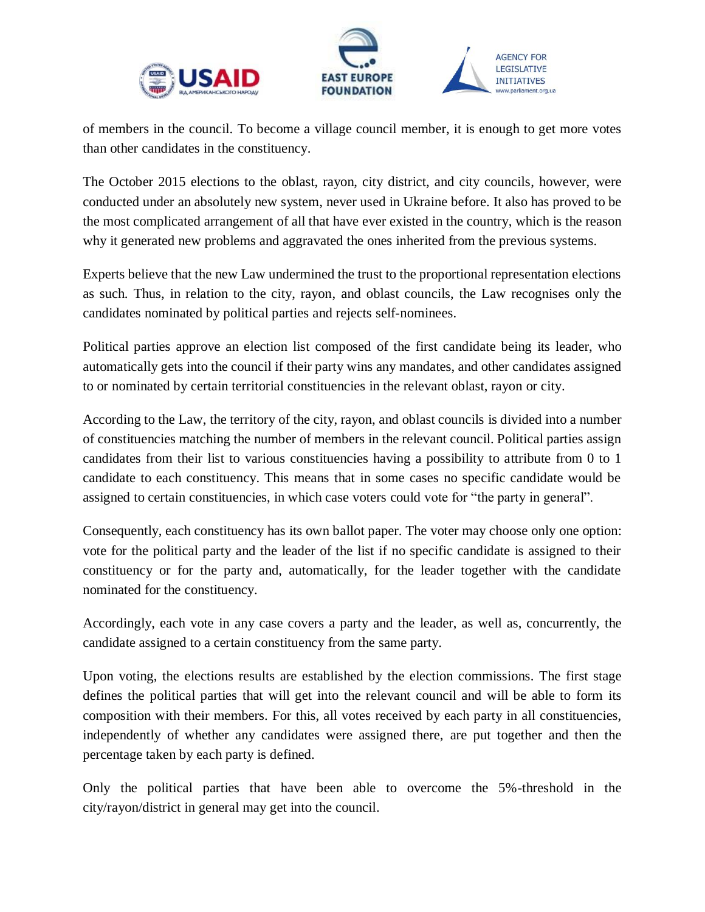of members in the council. To become a village council member, it is enough to get more votes than other candidates in the constituency.

The October 2015 elections to the oblast, rayon, city district, and city councils, however, were conducted under an absolutely new system, never used in Ukraine before. It also has proved to be the most complicated arrangement of all that have ever existed in the country, which is the reason why it generated new problems and aggravated the ones inherited from the previous systems.

Experts believe that the new Law undermined the trust to the proportional representation elections as such. Thus, in relation to the city, rayon, and oblast councils, the Law recognises only the candidates nominated by political parties and rejects self-nominees.

Political parties approve an election list composed of the first candidate being its leader, who automatically gets into the council if their party wins any mandates, and other candidates assigned to or nominated by certain territorial constituencies in the relevant oblast, rayon or city.

According to the Law, the territory of the city, rayon, and oblast councils is divided into a number of constituencies matching the number of members in the relevant council. Political parties assign candidates from their list to various constituencies having a possibility to attribute from 0 to 1 candidate to each constituency. This means that in some cases no specific candidate would be assigned to certain constituencies, in which case voters could vote for "the party in general".

Consequently, each constituency has its own ballot paper. The voter may choose only one option: vote for the political party and the leader of the list if no specific candidate is assigned to their constituency or for the party and, automatically, for the leader together with the candidate nominated for the constituency.

Accordingly, each vote in any case covers a party and the leader, as well as, concurrently, the candidate assigned to a certain constituency from the same party.

Upon voting, the elections results are established by the election commissions. The first stage defines the political parties that will get into the relevant council and will be able to form its composition with their members. For this, all votes received by each party in all constituencies, independently of whether any candidates were assigned there, are put together and then the percentage taken by each party is defined.

Only the political parties that have been able to overcome the 5%-threshold in the city/rayon/district in general may get into the council.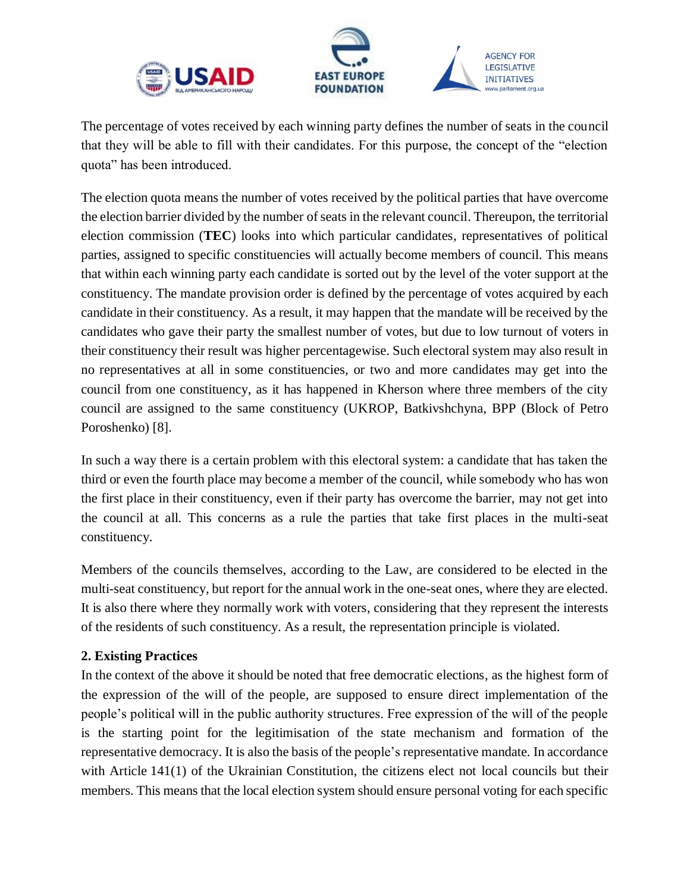The percentage of votes received by each winning party defines the number of seats in the council that they will be able to fill with their candidates. For this purpose, the concept of the "election quota" has been introduced.

The election quota means the number of votes received by the political parties that have overcome the election barrier divided by the number of seats in the relevant council. Thereupon, the territorial election commission (**TEC**) looks into which particular candidates, representatives of political parties, assigned to specific constituencies will actually become members of council. This means that within each winning party each candidate is sorted out by the level of the voter support at the constituency. The mandate provision order is defined by the percentage of votes acquired by each candidate in their constituency. As a result, it may happen that the mandate will be received by the candidates who gave their party the smallest number of votes, but due to low turnout of voters in their constituency their result was higher percentagewise. Such electoral system may also result in no representatives at all in some constituencies, or two and more candidates may get into the council from one constituency, as it has happened in Kherson where three members of the city council are assigned to the same constituency (UKROP, Batkivshchyna, BPP (Block of Petro Poroshenko) [8].

In such a way there is a certain problem with this electoral system: a candidate that has taken the third or even the fourth place may become a member of the council, while somebody who has won the first place in their constituency, even if their party has overcome the barrier, may not get into the council at all. This concerns as a rule the parties that take first places in the multi-seat constituency.

Members of the councils themselves, according to the Law, are considered to be elected in the multi-seat constituency, but report for the annual work in the one-seat ones, where they are elected. It is also there where they normally work with voters, considering that they represent the interests of the residents of such constituency. As a result, the representation principle is violated.

## 2. Existing Practices

In the context of the above it should be noted that free democratic elections, as the highest form of the expression of the will of the people, are supposed to ensure direct implementation of the people's political will in the public authority structures. Free expression of the will of the people is the starting point for the legitimisation of the state mechanism and formation of the representative democracy. It is also the basis of the people's representative mandate. In accordance with Article 141(1) of the Ukrainian Constitution, the citizens elect not local councils but their members. This means that the local election system should ensure personal voting for each specific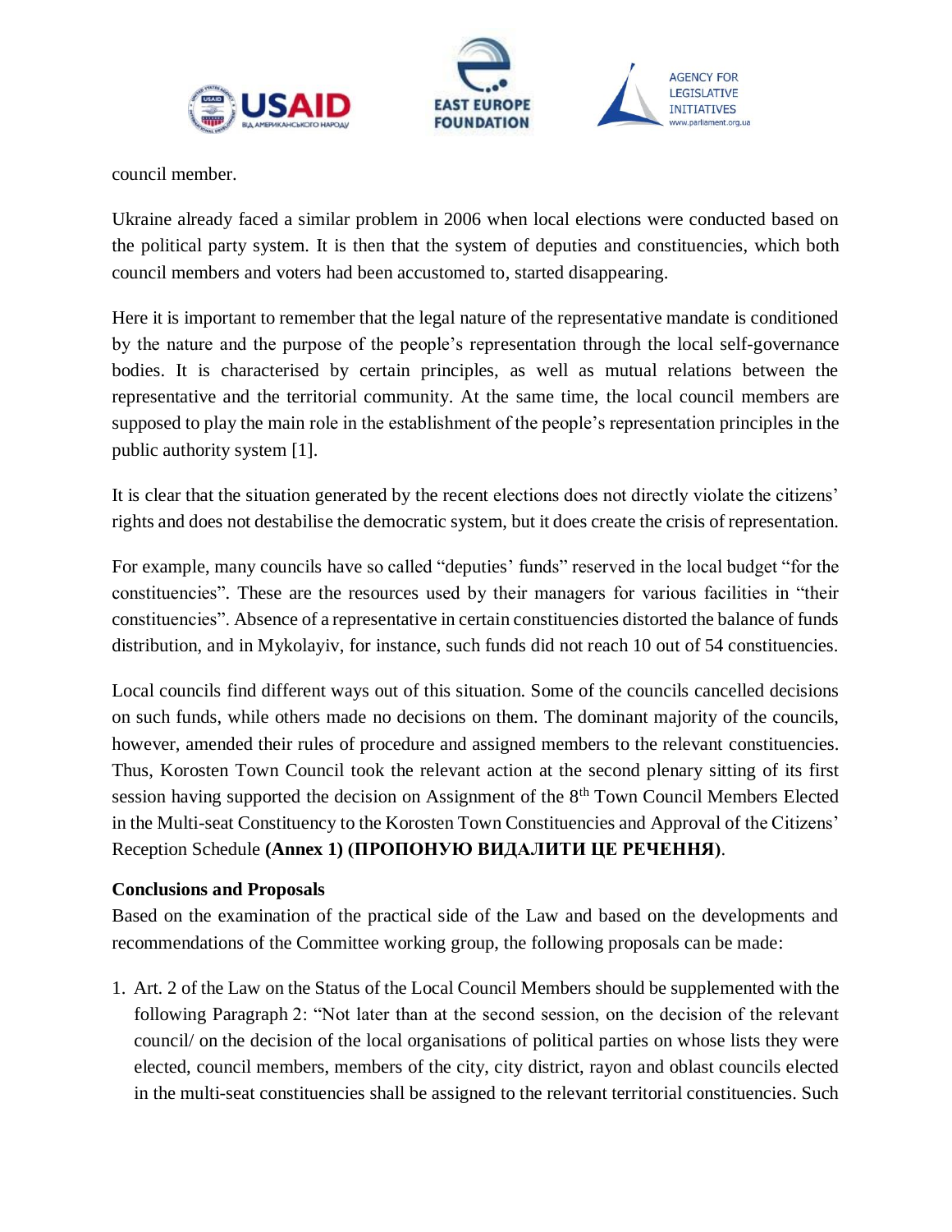council member.

Ukraine already faced a similar problem in 2006 when local elections were conducted based on the political party system. It is then that the system of deputies and constituencies, which both council members and voters had been accustomed to, started disappearing.

Here it is important to remember that the legal nature of the representative mandate is conditioned by the nature and the purpose of the people's representation through the local self-governance bodies. It is characterised by certain principles, as well as mutual relations between the representative and the territorial community. At the same time, the local council members are supposed to play the main role in the establishment of the people's representation principles in the public authority system [1].

It is clear that the situation generated by the recent elections does not directly violate the citizens' rights and does not destabilise the democratic system, but it does create the crisis of representation.

For example, many councils have so called "deputies' funds" reserved in the local budget "for the constituencies". These are the resources used by their managers for various facilities in "their constituencies". Absence of a representative in certain constituencies distorted the balance of funds distribution, and in Mykolayiv, for instance, such funds did not reach 10 out of 54 constituencies.

Local councils find different ways out of this situation. Some of the councils cancelled decisions on such funds, while others made no decisions on them. The dominant majority of the councils, however, amended their rules of procedure and assigned members to the relevant constituencies. Thus, Korosten Town Council took the relevant action at the second plenary sitting of its first session having supported the decision on Assignment of the 8th Town Council Members Elected in the Multi-seat Constituency to the Korosten Town Constituencies and Approval of the Citizens' Reception Schedule **(Annex 1) (ПРОПОНУЮ ВИДАЛИТИ ЦЕ РЕЧЕННЯ)**.

**Conclusions and Proposals**

Based on the examination of the practical side of the Law and based on the developments and recommendations of the Committee working group, the following proposals can be made:

1. Art. 2 of the Law on the Status of the Local Council Members should be supplemented with the following Paragraph 2: "Not later than at the second session, on the decision of the relevant council/ on the decision of the local organisations of political parties on whose lists they were elected, council members, members of the city, city district, rayon and oblast councils elected in the multi-seat constituencies shall be assigned to the relevant territorial constituencies. Such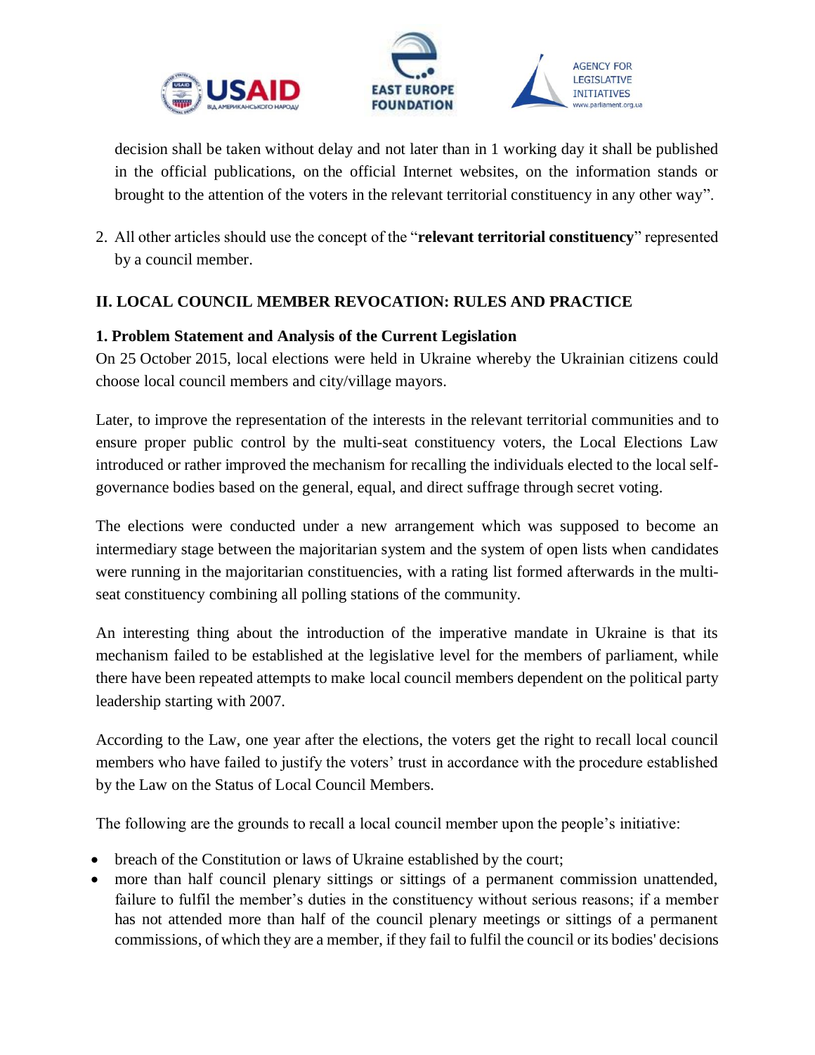decision shall be taken without delay and not later than in 1 working day it shall be published in the official publications, on the official Internet websites, on the information stands or brought to the attention of the voters in the relevant territorial constituency in any other way".

2. All other articles should use the concept of the "**relevant territorial constituency**" represented by a council member.

## II. LOCAL COUNCIL MEMBER REVOCATION: RULES AND PRACTICE

### 1. Problem Statement and Analysis of the Current Legislation

On 25 October 2015, local elections were held in Ukraine whereby the Ukrainian citizens could choose local council members and city/village mayors.

Later, to improve the representation of the interests in the relevant territorial communities and to ensure proper public control by the multi-seat constituency voters, the Local Elections Law introduced or rather improved the mechanism for recalling the individuals elected to the local self-governance bodies based on the general, equal, and direct suffrage through secret voting.

The elections were conducted under a new arrangement which was supposed to become an intermediary stage between the majoritarian system and the system of open lists when candidates were running in the majoritarian constituencies, with a rating list formed afterwards in the multi-seat constituency combining all polling stations of the community.

An interesting thing about the introduction of the imperative mandate in Ukraine is that its mechanism failed to be established at the legislative level for the members of parliament, while there have been repeated attempts to make local council members dependent on the political party leadership starting with 2007.

According to the Law, one year after the elections, the voters get the right to recall local council members who have failed to justify the voters' trust in accordance with the procedure established by the Law on the Status of Local Council Members.

The following are the grounds to recall a local council member upon the people's initiative:

- breach of the Constitution or laws of Ukraine established by the court;
- more than half council plenary sittings or sittings of a permanent commission unattended, failure to fulfil the member's duties in the constituency without serious reasons; if a member has not attended more than half of the council plenary meetings or sittings of a permanent commissions, of which they are a member, if they fail to fulfil the council or its bodies' decisions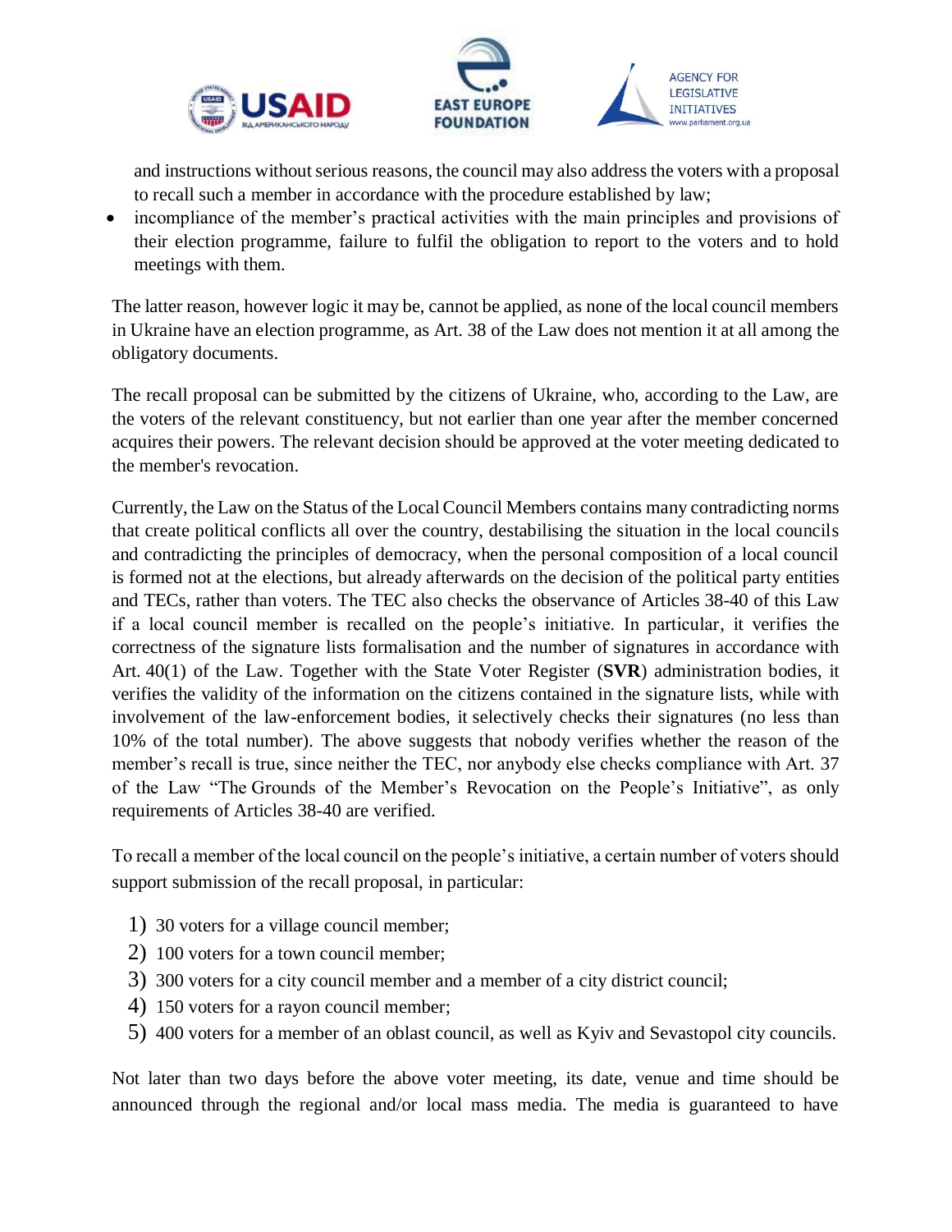and instructions without serious reasons, the council may also address the voters with a proposal to recall such a member in accordance with the procedure established by law;

- incompliance of the member's practical activities with the main principles and provisions of their election programme, failure to fulfil the obligation to report to the voters and to hold meetings with them.

The latter reason, however logic it may be, cannot be applied, as none of the local council members in Ukraine have an election programme, as Art. 38 of the Law does not mention it at all among the obligatory documents.

The recall proposal can be submitted by the citizens of Ukraine, who, according to the Law, are the voters of the relevant constituency, but not earlier than one year after the member concerned acquires their powers. The relevant decision should be approved at the voter meeting dedicated to the member's revocation.

Currently, the Law on the Status of the Local Council Members contains many contradicting norms that create political conflicts all over the country, destabilising the situation in the local councils and contradicting the principles of democracy, when the personal composition of a local council is formed not at the elections, but already afterwards on the decision of the political party entities and TECs, rather than voters. The TEC also checks the observance of Articles 38-40 of this Law if a local council member is recalled on the people's initiative. In particular, it verifies the correctness of the signature lists formalisation and the number of signatures in accordance with Art. 40(1) of the Law. Together with the State Voter Register (**SVR**) administration bodies, it verifies the validity of the information on the citizens contained in the signature lists, while with involvement of the law-enforcement bodies, it selectively checks their signatures (no less than 10% of the total number). The above suggests that nobody verifies whether the reason of the member's recall is true, since neither the TEC, nor anybody else checks compliance with Art. 37 of the Law "The Grounds of the Member's Revocation on the People's Initiative", as only requirements of Articles 38-40 are verified.

To recall a member of the local council on the people's initiative, a certain number of voters should support submission of the recall proposal, in particular:

1) 30 voters for a village council member;
2) 100 voters for a town council member;
3) 300 voters for a city council member and a member of a city district council;
4) 150 voters for a rayon council member;
5) 400 voters for a member of an oblast council, as well as Kyiv and Sevastopol city councils.

Not later than two days before the above voter meeting, its date, venue and time should be announced through the regional and/or local mass media. The media is guaranteed to have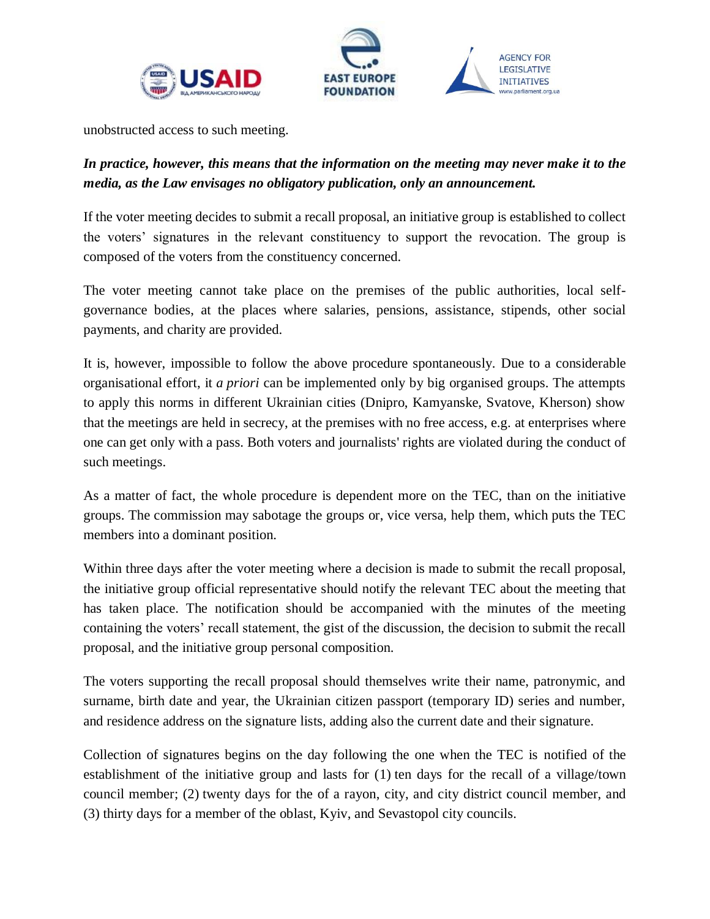unobstructed access to such meeting.

***In practice, however, this means that the information on the meeting may never make it to the media, as the Law envisages no obligatory publication, only an announcement.***

If the voter meeting decides to submit a recall proposal, an initiative group is established to collect the voters' signatures in the relevant constituency to support the revocation. The group is composed of the voters from the constituency concerned.

The voter meeting cannot take place on the premises of the public authorities, local self-governance bodies, at the places where salaries, pensions, assistance, stipends, other social payments, and charity are provided.

It is, however, impossible to follow the above procedure spontaneously. Due to a considerable organisational effort, it *a priori* can be implemented only by big organised groups. The attempts to apply this norms in different Ukrainian cities (Dnipro, Kamyanske, Svatove, Kherson) show that the meetings are held in secrecy, at the premises with no free access, e.g. at enterprises where one can get only with a pass. Both voters and journalists' rights are violated during the conduct of such meetings.

As a matter of fact, the whole procedure is dependent more on the TEC, than on the initiative groups. The commission may sabotage the groups or, vice versa, help them, which puts the TEC members into a dominant position.

Within three days after the voter meeting where a decision is made to submit the recall proposal, the initiative group official representative should notify the relevant TEC about the meeting that has taken place. The notification should be accompanied with the minutes of the meeting containing the voters' recall statement, the gist of the discussion, the decision to submit the recall proposal, and the initiative group personal composition.

The voters supporting the recall proposal should themselves write their name, patronymic, and surname, birth date and year, the Ukrainian citizen passport (temporary ID) series and number, and residence address on the signature lists, adding also the current date and their signature.

Collection of signatures begins on the day following the one when the TEC is notified of the establishment of the initiative group and lasts for (1) ten days for the recall of a village/town council member; (2) twenty days for the of a rayon, city, and city district council member, and (3) thirty days for a member of the oblast, Kyiv, and Sevastopol city councils.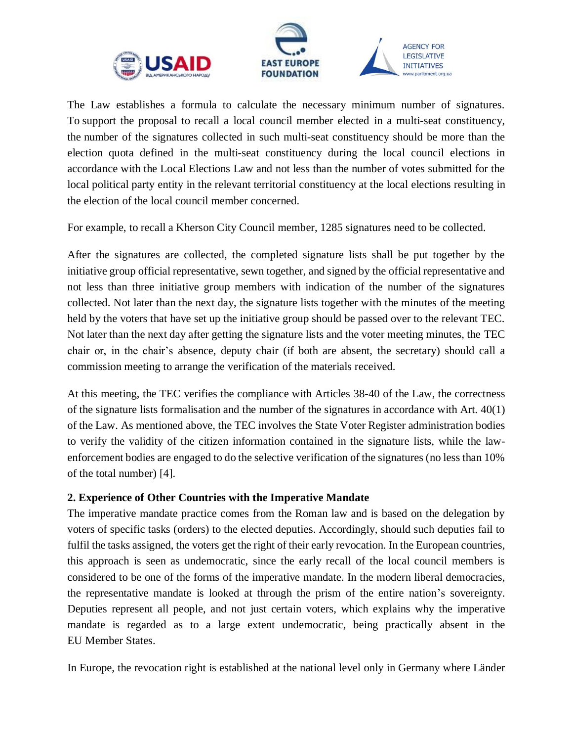The Law establishes a formula to calculate the necessary minimum number of signatures. To support the proposal to recall a local council member elected in a multi-seat constituency, the number of the signatures collected in such multi-seat constituency should be more than the election quota defined in the multi-seat constituency during the local council elections in accordance with the Local Elections Law and not less than the number of votes submitted for the local political party entity in the relevant territorial constituency at the local elections resulting in the election of the local council member concerned.

For example, to recall a Kherson City Council member, 1285 signatures need to be collected.

After the signatures are collected, the completed signature lists shall be put together by the initiative group official representative, sewn together, and signed by the official representative and not less than three initiative group members with indication of the number of the signatures collected. Not later than the next day, the signature lists together with the minutes of the meeting held by the voters that have set up the initiative group should be passed over to the relevant TEC. Not later than the next day after getting the signature lists and the voter meeting minutes, the TEC chair or, in the chair's absence, deputy chair (if both are absent, the secretary) should call a commission meeting to arrange the verification of the materials received.

At this meeting, the TEC verifies the compliance with Articles 38-40 of the Law, the correctness of the signature lists formalisation and the number of the signatures in accordance with Art. 40(1) of the Law. As mentioned above, the TEC involves the State Voter Register administration bodies to verify the validity of the citizen information contained in the signature lists, while the law-enforcement bodies are engaged to do the selective verification of the signatures (no less than 10% of the total number) [4].

## 2. Experience of Other Countries with the Imperative Mandate

The imperative mandate practice comes from the Roman law and is based on the delegation by voters of specific tasks (orders) to the elected deputies. Accordingly, should such deputies fail to fulfil the tasks assigned, the voters get the right of their early revocation. In the European countries, this approach is seen as undemocratic, since the early recall of the local council members is considered to be one of the forms of the imperative mandate. In the modern liberal democracies, the representative mandate is looked at through the prism of the entire nation's sovereignty. Deputies represent all people, and not just certain voters, which explains why the imperative mandate is regarded as to a large extent undemocratic, being practically absent in the EU Member States.

In Europe, the revocation right is established at the national level only in Germany where Länder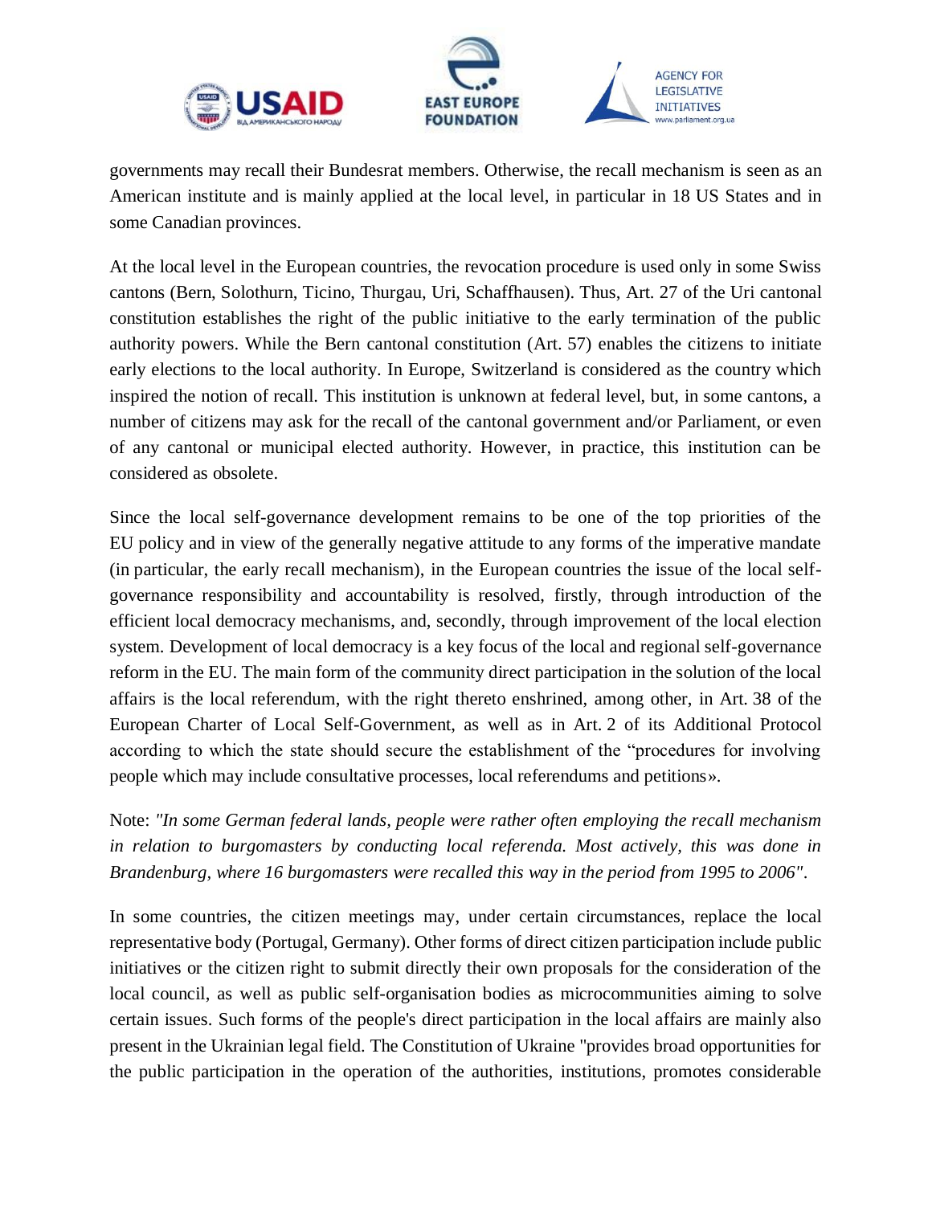governments may recall their Bundesrat members. Otherwise, the recall mechanism is seen as an American institute and is mainly applied at the local level, in particular in 18 US States and in some Canadian provinces.

At the local level in the European countries, the revocation procedure is used only in some Swiss cantons (Bern, Solothurn, Ticino, Thurgau, Uri, Schaffhausen). Thus, Art. 27 of the Uri cantonal constitution establishes the right of the public initiative to the early termination of the public authority powers. While the Bern cantonal constitution (Art. 57) enables the citizens to initiate early elections to the local authority. In Europe, Switzerland is considered as the country which inspired the notion of recall. This institution is unknown at federal level, but, in some cantons, a number of citizens may ask for the recall of the cantonal government and/or Parliament, or even of any cantonal or municipal elected authority. However, in practice, this institution can be considered as obsolete.

Since the local self-governance development remains to be one of the top priorities of the EU policy and in view of the generally negative attitude to any forms of the imperative mandate (in particular, the early recall mechanism), in the European countries the issue of the local self-governance responsibility and accountability is resolved, firstly, through introduction of the efficient local democracy mechanisms, and, secondly, through improvement of the local election system. Development of local democracy is a key focus of the local and regional self-governance reform in the EU. The main form of the community direct participation in the solution of the local affairs is the local referendum, with the right thereto enshrined, among other, in Art. 38 of the European Charter of Local Self-Government, as well as in Art. 2 of its Additional Protocol according to which the state should secure the establishment of the "procedures for involving people which may include consultative processes, local referendums and petitions».

Note: *"In some German federal lands, people were rather often employing the recall mechanism in relation to burgomasters by conducting local referenda. Most actively, this was done in Brandenburg, where 16 burgomasters were recalled this way in the period from 1995 to 2006"*.

In some countries, the citizen meetings may, under certain circumstances, replace the local representative body (Portugal, Germany). Other forms of direct citizen participation include public initiatives or the citizen right to submit directly their own proposals for the consideration of the local council, as well as public self-organisation bodies as microcommunities aiming to solve certain issues. Such forms of the people's direct participation in the local affairs are mainly also present in the Ukrainian legal field. The Constitution of Ukraine "provides broad opportunities for the public participation in the operation of the authorities, institutions, promotes considerable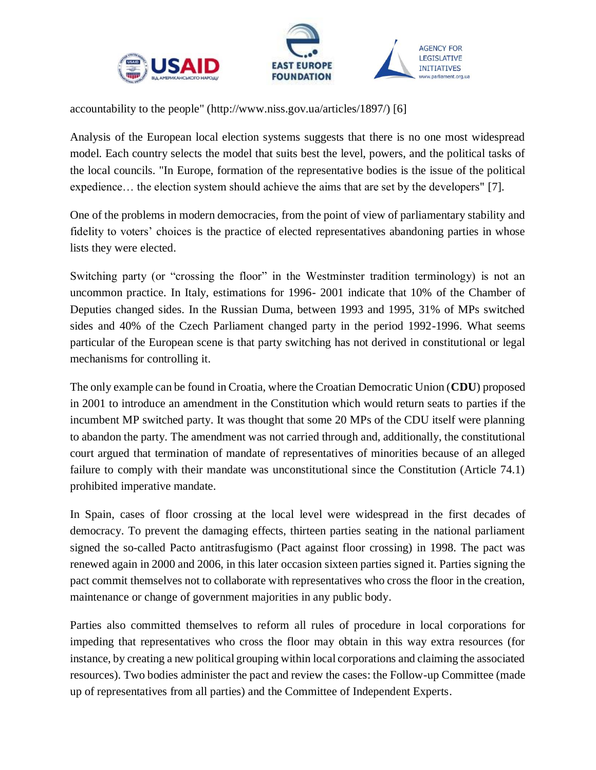accountability to the people" (http://www.niss.gov.ua/articles/1897/) [6]

Analysis of the European local election systems suggests that there is no one most widespread model. Each country selects the model that suits best the level, powers, and the political tasks of the local councils. "In Europe, formation of the representative bodies is the issue of the political expedience… the election system should achieve the aims that are set by the developers" [7].

One of the problems in modern democracies, from the point of view of parliamentary stability and fidelity to voters' choices is the practice of elected representatives abandoning parties in whose lists they were elected.

Switching party (or "crossing the floor" in the Westminster tradition terminology) is not an uncommon practice. In Italy, estimations for 1996- 2001 indicate that 10% of the Chamber of Deputies changed sides. In the Russian Duma, between 1993 and 1995, 31% of MPs switched sides and 40% of the Czech Parliament changed party in the period 1992-1996. What seems particular of the European scene is that party switching has not derived in constitutional or legal mechanisms for controlling it.

The only example can be found in Croatia, where the Croatian Democratic Union (**CDU**) proposed in 2001 to introduce an amendment in the Constitution which would return seats to parties if the incumbent MP switched party. It was thought that some 20 MPs of the CDU itself were planning to abandon the party. The amendment was not carried through and, additionally, the constitutional court argued that termination of mandate of representatives of minorities because of an alleged failure to comply with their mandate was unconstitutional since the Constitution (Article 74.1) prohibited imperative mandate.

In Spain, cases of floor crossing at the local level were widespread in the first decades of democracy. To prevent the damaging effects, thirteen parties seating in the national parliament signed the so-called Pacto antitrasfugismo (Pact against floor crossing) in 1998. The pact was renewed again in 2000 and 2006, in this later occasion sixteen parties signed it. Parties signing the pact commit themselves not to collaborate with representatives who cross the floor in the creation, maintenance or change of government majorities in any public body.

Parties also committed themselves to reform all rules of procedure in local corporations for impeding that representatives who cross the floor may obtain in this way extra resources (for instance, by creating a new political grouping within local corporations and claiming the associated resources). Two bodies administer the pact and review the cases: the Follow-up Committee (made up of representatives from all parties) and the Committee of Independent Experts.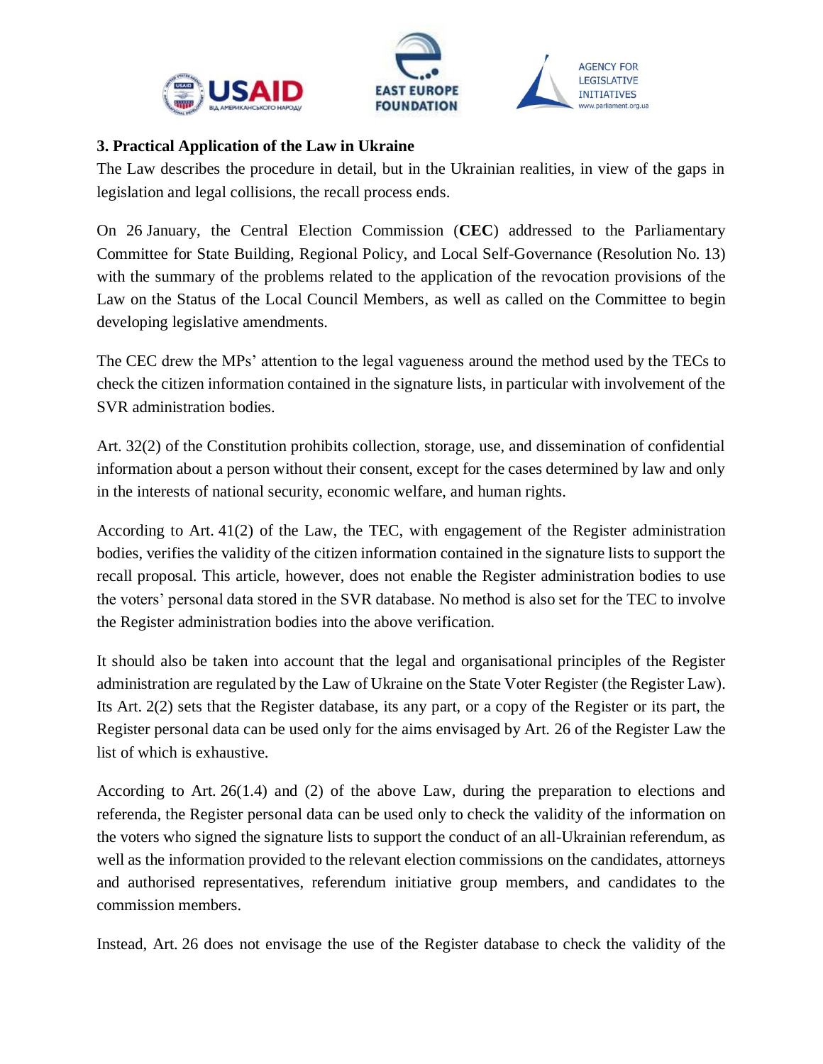### 3. Practical Application of the Law in Ukraine

The Law describes the procedure in detail, but in the Ukrainian realities, in view of the gaps in legislation and legal collisions, the recall process ends.

On 26 January, the Central Election Commission (**CEC**) addressed to the Parliamentary Committee for State Building, Regional Policy, and Local Self-Governance (Resolution No. 13) with the summary of the problems related to the application of the revocation provisions of the Law on the Status of the Local Council Members, as well as called on the Committee to begin developing legislative amendments.

The CEC drew the MPs' attention to the legal vagueness around the method used by the TECs to check the citizen information contained in the signature lists, in particular with involvement of the SVR administration bodies.

Art. 32(2) of the Constitution prohibits collection, storage, use, and dissemination of confidential information about a person without their consent, except for the cases determined by law and only in the interests of national security, economic welfare, and human rights.

According to Art. 41(2) of the Law, the TEC, with engagement of the Register administration bodies, verifies the validity of the citizen information contained in the signature lists to support the recall proposal. This article, however, does not enable the Register administration bodies to use the voters' personal data stored in the SVR database. No method is also set for the TEC to involve the Register administration bodies into the above verification.

It should also be taken into account that the legal and organisational principles of the Register administration are regulated by the Law of Ukraine on the State Voter Register (the Register Law). Its Art. 2(2) sets that the Register database, its any part, or a copy of the Register or its part, the Register personal data can be used only for the aims envisaged by Art. 26 of the Register Law the list of which is exhaustive.

According to Art. 26(1.4) and (2) of the above Law, during the preparation to elections and referenda, the Register personal data can be used only to check the validity of the information on the voters who signed the signature lists to support the conduct of an all-Ukrainian referendum, as well as the information provided to the relevant election commissions on the candidates, attorneys and authorised representatives, referendum initiative group members, and candidates to the commission members.

Instead, Art. 26 does not envisage the use of the Register database to check the validity of the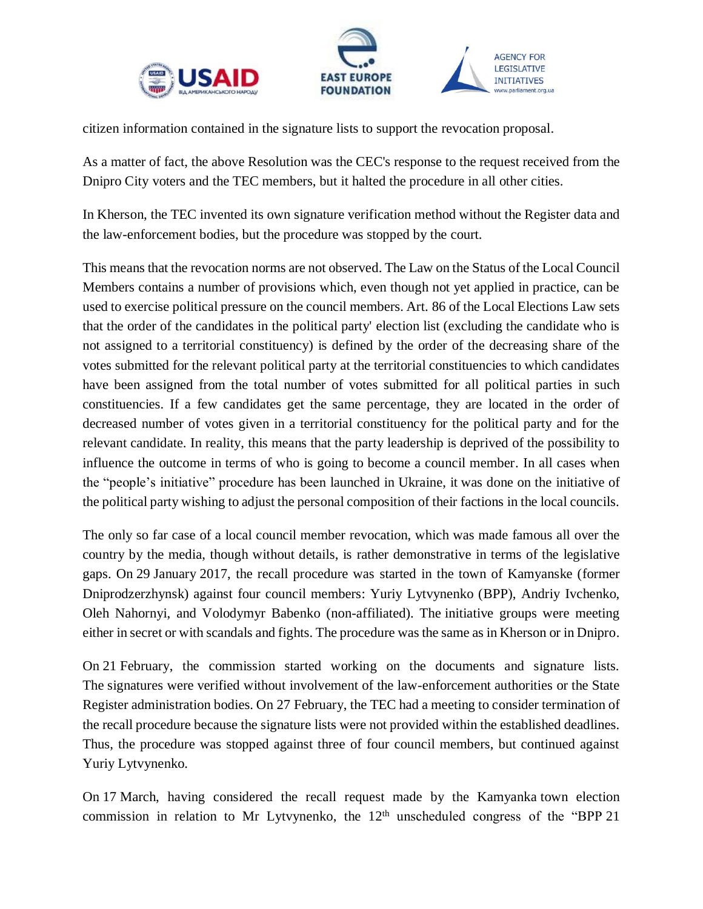citizen information contained in the signature lists to support the revocation proposal.

As a matter of fact, the above Resolution was the CEC's response to the request received from the Dnipro City voters and the TEC members, but it halted the procedure in all other cities.

In Kherson, the TEC invented its own signature verification method without the Register data and the law-enforcement bodies, but the procedure was stopped by the court.

This means that the revocation norms are not observed. The Law on the Status of the Local Council Members contains a number of provisions which, even though not yet applied in practice, can be used to exercise political pressure on the council members. Art. 86 of the Local Elections Law sets that the order of the candidates in the political party' election list (excluding the candidate who is not assigned to a territorial constituency) is defined by the order of the decreasing share of the votes submitted for the relevant political party at the territorial constituencies to which candidates have been assigned from the total number of votes submitted for all political parties in such constituencies. If a few candidates get the same percentage, they are located in the order of decreased number of votes given in a territorial constituency for the political party and for the relevant candidate. In reality, this means that the party leadership is deprived of the possibility to influence the outcome in terms of who is going to become a council member. In all cases when the "people's initiative" procedure has been launched in Ukraine, it was done on the initiative of the political party wishing to adjust the personal composition of their factions in the local councils.

The only so far case of a local council member revocation, which was made famous all over the country by the media, though without details, is rather demonstrative in terms of the legislative gaps. On 29 January 2017, the recall procedure was started in the town of Kamyanske (former Dniprodzerzhynsk) against four council members: Yuriy Lytvynenko (BPP), Andriy Ivchenko, Oleh Nahornyi, and Volodymyr Babenko (non-affiliated). The initiative groups were meeting either in secret or with scandals and fights. The procedure was the same as in Kherson or in Dnipro.

On 21 February, the commission started working on the documents and signature lists. The signatures were verified without involvement of the law-enforcement authorities or the State Register administration bodies. On 27 February, the TEC had a meeting to consider termination of the recall procedure because the signature lists were not provided within the established deadlines. Thus, the procedure was stopped against three of four council members, but continued against Yuriy Lytvynenko.

On 17 March, having considered the recall request made by the Kamyanka town election commission in relation to Mr Lytvynenko, the 12th unscheduled congress of the "BPP 21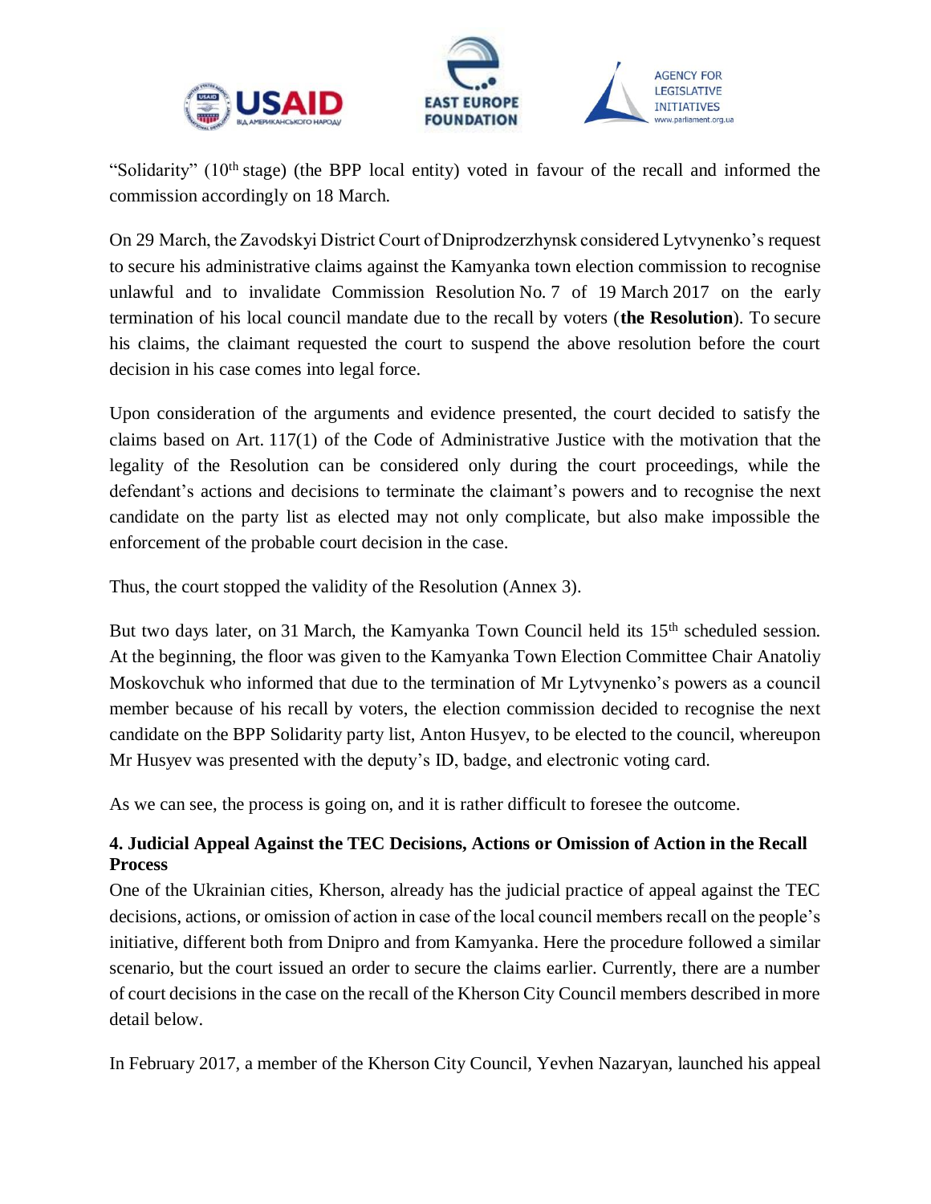"Solidarity" (10th stage) (the BPP local entity) voted in favour of the recall and informed the commission accordingly on 18 March.

On 29 March, the Zavodskyi District Court of Dniprodzerzhynsk considered Lytvynenko's request to secure his administrative claims against the Kamyanka town election commission to recognise unlawful and to invalidate Commission Resolution No. 7 of 19 March 2017 on the early termination of his local council mandate due to the recall by voters (**the Resolution**). To secure his claims, the claimant requested the court to suspend the above resolution before the court decision in his case comes into legal force.

Upon consideration of the arguments and evidence presented, the court decided to satisfy the claims based on Art. 117(1) of the Code of Administrative Justice with the motivation that the legality of the Resolution can be considered only during the court proceedings, while the defendant's actions and decisions to terminate the claimant's powers and to recognise the next candidate on the party list as elected may not only complicate, but also make impossible the enforcement of the probable court decision in the case.

Thus, the court stopped the validity of the Resolution (Annex 3).

But two days later, on 31 March, the Kamyanka Town Council held its 15th scheduled session. At the beginning, the floor was given to the Kamyanka Town Election Committee Chair Anatoliy Moskovchuk who informed that due to the termination of Mr Lytvynenko's powers as a council member because of his recall by voters, the election commission decided to recognise the next candidate on the BPP Solidarity party list, Anton Husyev, to be elected to the council, whereupon Mr Husyev was presented with the deputy's ID, badge, and electronic voting card.

As we can see, the process is going on, and it is rather difficult to foresee the outcome.

### 4. Judicial Appeal Against the TEC Decisions, Actions or Omission of Action in the Recall Process

One of the Ukrainian cities, Kherson, already has the judicial practice of appeal against the TEC decisions, actions, or omission of action in case of the local council members recall on the people's initiative, different both from Dnipro and from Kamyanka. Here the procedure followed a similar scenario, but the court issued an order to secure the claims earlier. Currently, there are a number of court decisions in the case on the recall of the Kherson City Council members described in more detail below.

In February 2017, a member of the Kherson City Council, Yevhen Nazaryan, launched his appeal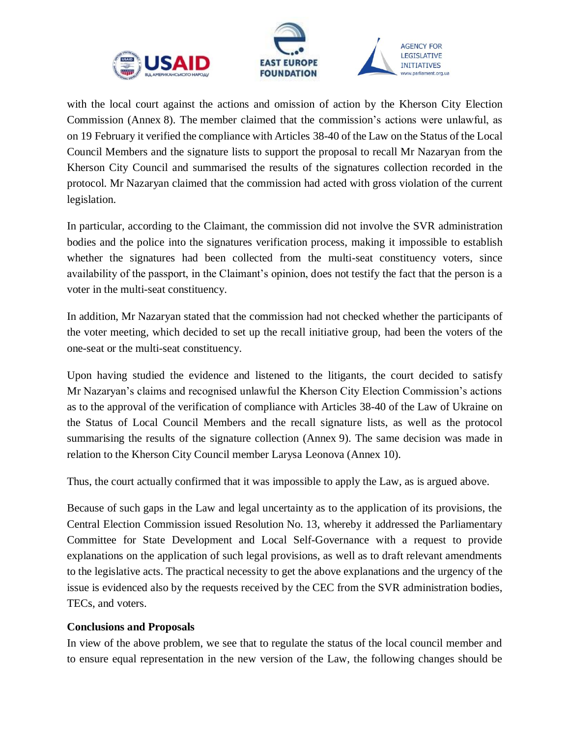with the local court against the actions and omission of action by the Kherson City Election Commission (Annex 8). The member claimed that the commission's actions were unlawful, as on 19 February it verified the compliance with Articles 38-40 of the Law on the Status of the Local Council Members and the signature lists to support the proposal to recall Mr Nazaryan from the Kherson City Council and summarised the results of the signatures collection recorded in the protocol. Mr Nazaryan claimed that the commission had acted with gross violation of the current legislation.

In particular, according to the Claimant, the commission did not involve the SVR administration bodies and the police into the signatures verification process, making it impossible to establish whether the signatures had been collected from the multi-seat constituency voters, since availability of the passport, in the Claimant's opinion, does not testify the fact that the person is a voter in the multi-seat constituency.

In addition, Mr Nazaryan stated that the commission had not checked whether the participants of the voter meeting, which decided to set up the recall initiative group, had been the voters of the one-seat or the multi-seat constituency.

Upon having studied the evidence and listened to the litigants, the court decided to satisfy Mr Nazaryan's claims and recognised unlawful the Kherson City Election Commission's actions as to the approval of the verification of compliance with Articles 38-40 of the Law of Ukraine on the Status of Local Council Members and the recall signature lists, as well as the protocol summarising the results of the signature collection (Annex 9). The same decision was made in relation to the Kherson City Council member Larysa Leonova (Annex 10).

Thus, the court actually confirmed that it was impossible to apply the Law, as is argued above.

Because of such gaps in the Law and legal uncertainty as to the application of its provisions, the Central Election Commission issued Resolution No. 13, whereby it addressed the Parliamentary Committee for State Development and Local Self-Governance with a request to provide explanations on the application of such legal provisions, as well as to draft relevant amendments to the legislative acts. The practical necessity to get the above explanations and the urgency of the issue is evidenced also by the requests received by the CEC from the SVR administration bodies, TECs, and voters.

**Conclusions and Proposals**

In view of the above problem, we see that to regulate the status of the local council member and to ensure equal representation in the new version of the Law, the following changes should be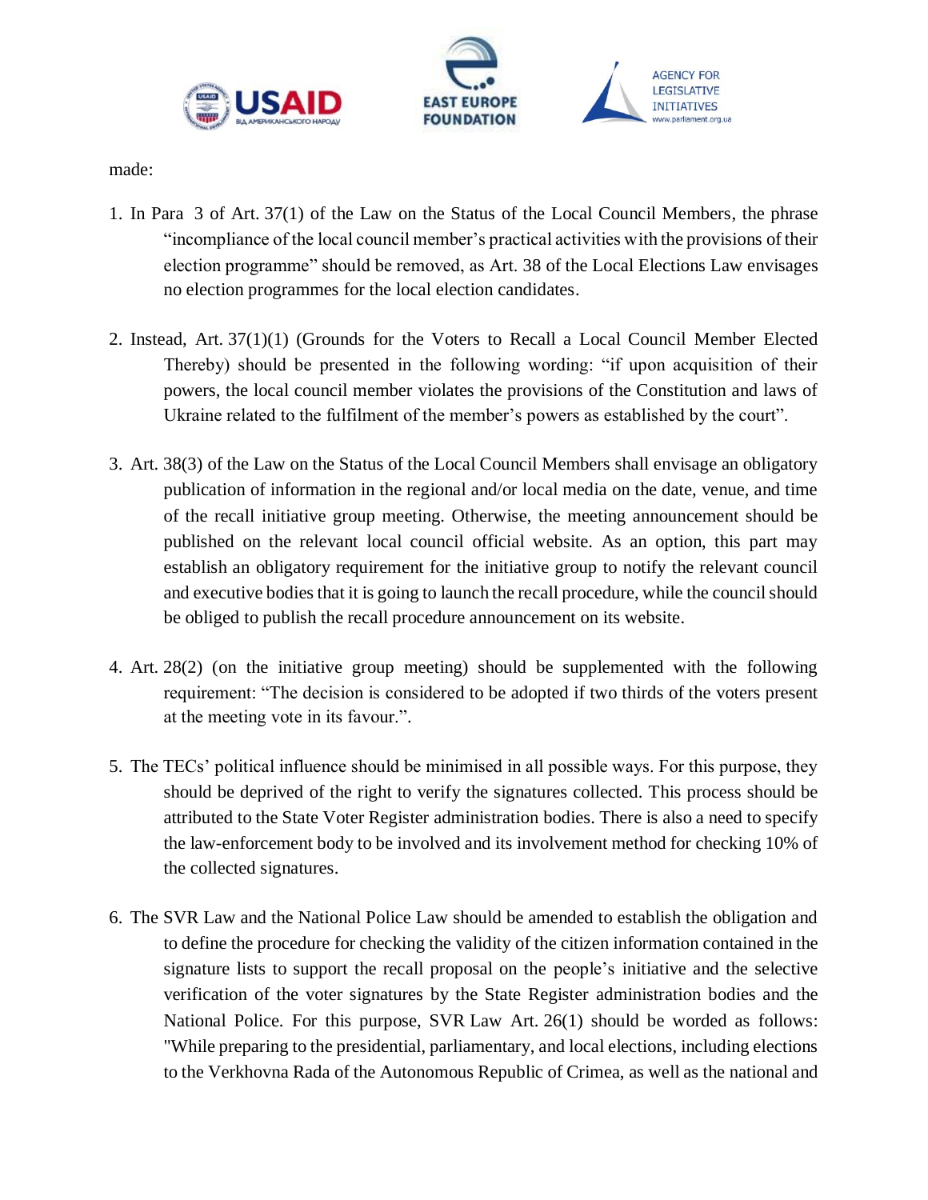made:

1. In Para 3 of Art. 37(1) of the Law on the Status of the Local Council Members, the phrase "incompliance of the local council member's practical activities with the provisions of their election programme" should be removed, as Art. 38 of the Local Elections Law envisages no election programmes for the local election candidates.

2. Instead, Art. 37(1)(1) (Grounds for the Voters to Recall a Local Council Member Elected Thereby) should be presented in the following wording: "if upon acquisition of their powers, the local council member violates the provisions of the Constitution and laws of Ukraine related to the fulfilment of the member's powers as established by the court".

3. Art. 38(3) of the Law on the Status of the Local Council Members shall envisage an obligatory publication of information in the regional and/or local media on the date, venue, and time of the recall initiative group meeting. Otherwise, the meeting announcement should be published on the relevant local council official website. As an option, this part may establish an obligatory requirement for the initiative group to notify the relevant council and executive bodies that it is going to launch the recall procedure, while the council should be obliged to publish the recall procedure announcement on its website.

4. Art. 28(2) (on the initiative group meeting) should be supplemented with the following requirement: "The decision is considered to be adopted if two thirds of the voters present at the meeting vote in its favour.".

5. The TECs' political influence should be minimised in all possible ways. For this purpose, they should be deprived of the right to verify the signatures collected. This process should be attributed to the State Voter Register administration bodies. There is also a need to specify the law-enforcement body to be involved and its involvement method for checking 10% of the collected signatures.

6. The SVR Law and the National Police Law should be amended to establish the obligation and to define the procedure for checking the validity of the citizen information contained in the signature lists to support the recall proposal on the people's initiative and the selective verification of the voter signatures by the State Register administration bodies and the National Police. For this purpose, SVR Law Art. 26(1) should be worded as follows: "While preparing to the presidential, parliamentary, and local elections, including elections to the Verkhovna Rada of the Autonomous Republic of Crimea, as well as the national and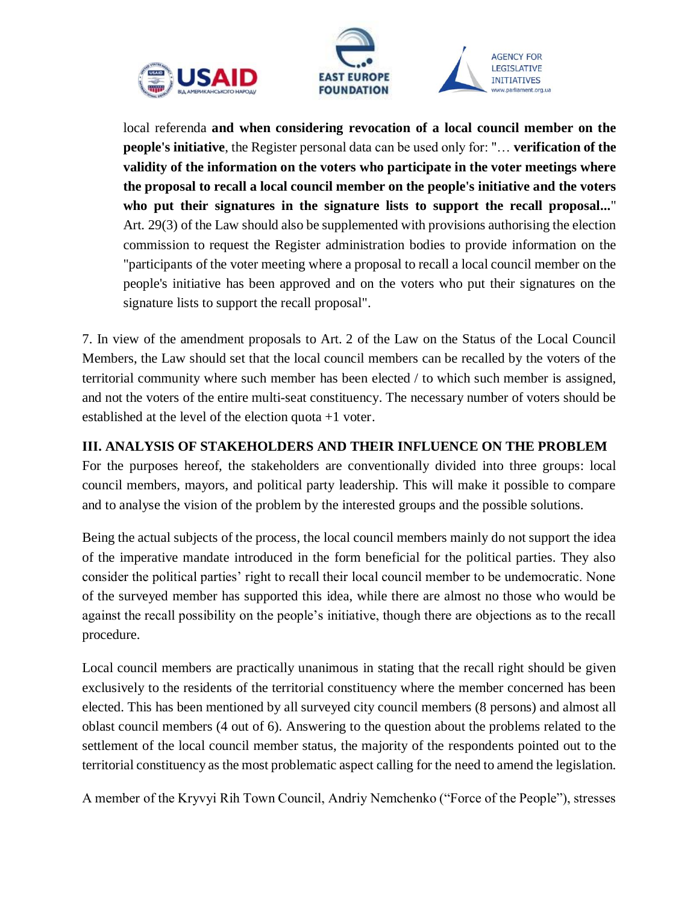local referenda **and when considering revocation of a local council member on the people's initiative**, the Register personal data can be used only for: "… **verification of the validity of the information on the voters who participate in the voter meetings where the proposal to recall a local council member on the people's initiative and the voters who put their signatures in the signature lists to support the recall proposal...**" Art. 29(3) of the Law should also be supplemented with provisions authorising the election commission to request the Register administration bodies to provide information on the "participants of the voter meeting where a proposal to recall a local council member on the people's initiative has been approved and on the voters who put their signatures on the signature lists to support the recall proposal".

7. In view of the amendment proposals to Art. 2 of the Law on the Status of the Local Council Members, the Law should set that the local council members can be recalled by the voters of the territorial community where such member has been elected / to which such member is assigned, and not the voters of the entire multi-seat constituency. The necessary number of voters should be established at the level of the election quota +1 voter.

## III. ANALYSIS OF STAKEHOLDERS AND THEIR INFLUENCE ON THE PROBLEM

For the purposes hereof, the stakeholders are conventionally divided into three groups: local council members, mayors, and political party leadership. This will make it possible to compare and to analyse the vision of the problem by the interested groups and the possible solutions.

Being the actual subjects of the process, the local council members mainly do not support the idea of the imperative mandate introduced in the form beneficial for the political parties. They also consider the political parties' right to recall their local council member to be undemocratic. None of the surveyed member has supported this idea, while there are almost no those who would be against the recall possibility on the people's initiative, though there are objections as to the recall procedure.

Local council members are practically unanimous in stating that the recall right should be given exclusively to the residents of the territorial constituency where the member concerned has been elected. This has been mentioned by all surveyed city council members (8 persons) and almost all oblast council members (4 out of 6). Answering to the question about the problems related to the settlement of the local council member status, the majority of the respondents pointed out to the territorial constituency as the most problematic aspect calling for the need to amend the legislation.

A member of the Kryvyi Rih Town Council, Andriy Nemchenko ("Force of the People"), stresses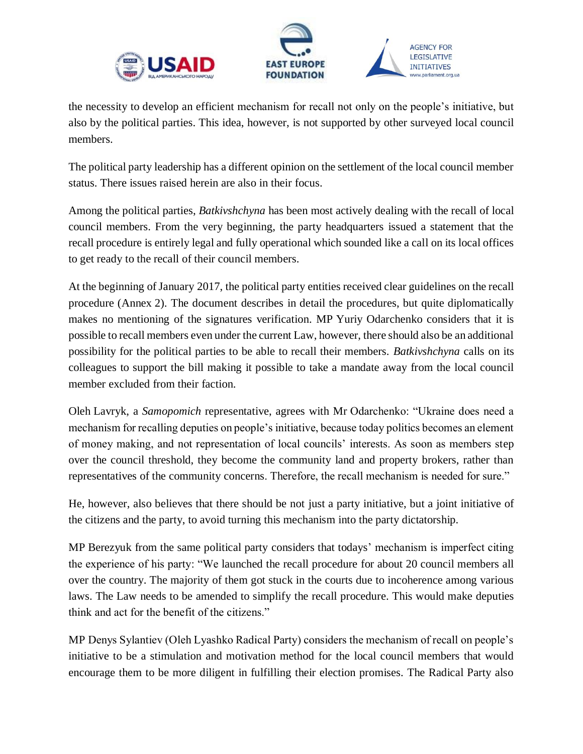the necessity to develop an efficient mechanism for recall not only on the people's initiative, but also by the political parties. This idea, however, is not supported by other surveyed local council members.

The political party leadership has a different opinion on the settlement of the local council member status. There issues raised herein are also in their focus.

Among the political parties, *Batkivshchyna* has been most actively dealing with the recall of local council members. From the very beginning, the party headquarters issued a statement that the recall procedure is entirely legal and fully operational which sounded like a call on its local offices to get ready to the recall of their council members.

At the beginning of January 2017, the political party entities received clear guidelines on the recall procedure (Annex 2). The document describes in detail the procedures, but quite diplomatically makes no mentioning of the signatures verification. MP Yuriy Odarchenko considers that it is possible to recall members even under the current Law, however, there should also be an additional possibility for the political parties to be able to recall their members. *Batkivshchyna* calls on its colleagues to support the bill making it possible to take a mandate away from the local council member excluded from their faction.

Oleh Lavryk, a *Samopomich* representative, agrees with Mr Odarchenko: "Ukraine does need a mechanism for recalling deputies on people's initiative, because today politics becomes an element of money making, and not representation of local councils' interests. As soon as members step over the council threshold, they become the community land and property brokers, rather than representatives of the community concerns. Therefore, the recall mechanism is needed for sure."

He, however, also believes that there should be not just a party initiative, but a joint initiative of the citizens and the party, to avoid turning this mechanism into the party dictatorship.

MP Berezyuk from the same political party considers that todays' mechanism is imperfect citing the experience of his party: "We launched the recall procedure for about 20 council members all over the country. The majority of them got stuck in the courts due to incoherence among various laws. The Law needs to be amended to simplify the recall procedure. This would make deputies think and act for the benefit of the citizens."

MP Denys Sylantiev (Oleh Lyashko Radical Party) considers the mechanism of recall on people's initiative to be a stimulation and motivation method for the local council members that would encourage them to be more diligent in fulfilling their election promises. The Radical Party also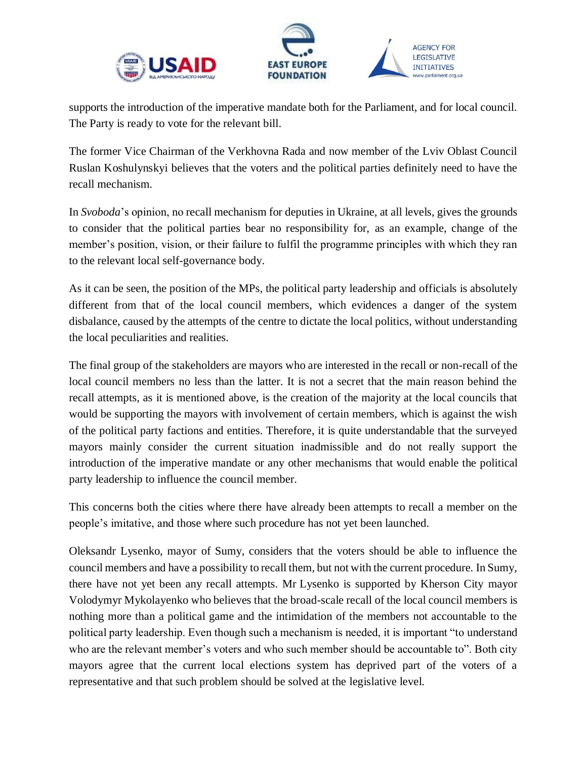supports the introduction of the imperative mandate both for the Parliament, and for local council. The Party is ready to vote for the relevant bill.

The former Vice Chairman of the Verkhovna Rada and now member of the Lviv Oblast Council Ruslan Koshulynskyi believes that the voters and the political parties definitely need to have the recall mechanism.

In *Svoboda*'s opinion, no recall mechanism for deputies in Ukraine, at all levels, gives the grounds to consider that the political parties bear no responsibility for, as an example, change of the member's position, vision, or their failure to fulfil the programme principles with which they ran to the relevant local self-governance body.

As it can be seen, the position of the MPs, the political party leadership and officials is absolutely different from that of the local council members, which evidences a danger of the system disbalance, caused by the attempts of the centre to dictate the local politics, without understanding the local peculiarities and realities.

The final group of the stakeholders are mayors who are interested in the recall or non-recall of the local council members no less than the latter. It is not a secret that the main reason behind the recall attempts, as it is mentioned above, is the creation of the majority at the local councils that would be supporting the mayors with involvement of certain members, which is against the wish of the political party factions and entities. Therefore, it is quite understandable that the surveyed mayors mainly consider the current situation inadmissible and do not really support the introduction of the imperative mandate or any other mechanisms that would enable the political party leadership to influence the council member.

This concerns both the cities where there have already been attempts to recall a member on the people's imitative, and those where such procedure has not yet been launched.

Oleksandr Lysenko, mayor of Sumy, considers that the voters should be able to influence the council members and have a possibility to recall them, but not with the current procedure. In Sumy, there have not yet been any recall attempts. Mr Lysenko is supported by Kherson City mayor Volodymyr Mykolayenko who believes that the broad-scale recall of the local council members is nothing more than a political game and the intimidation of the members not accountable to the political party leadership. Even though such a mechanism is needed, it is important "to understand who are the relevant member's voters and who such member should be accountable to". Both city mayors agree that the current local elections system has deprived part of the voters of a representative and that such problem should be solved at the legislative level.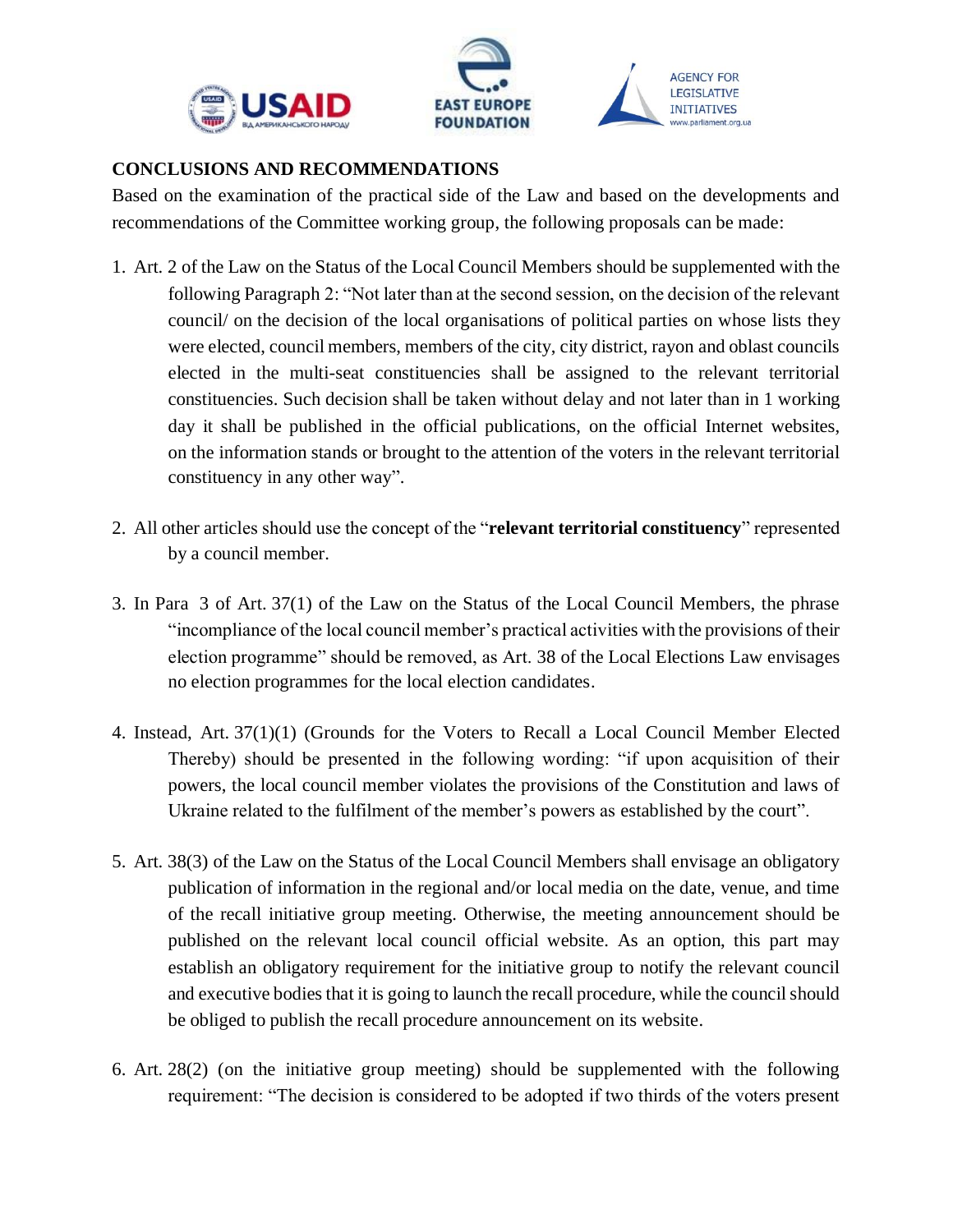**CONCLUSIONS AND RECOMMENDATIONS**

Based on the examination of the practical side of the Law and based on the developments and recommendations of the Committee working group, the following proposals can be made:

1. Art. 2 of the Law on the Status of the Local Council Members should be supplemented with the following Paragraph 2: "Not later than at the second session, on the decision of the relevant council/ on the decision of the local organisations of political parties on whose lists they were elected, council members, members of the city, city district, rayon and oblast councils elected in the multi-seat constituencies shall be assigned to the relevant territorial constituencies. Such decision shall be taken without delay and not later than in 1 working day it shall be published in the official publications, on the official Internet websites, on the information stands or brought to the attention of the voters in the relevant territorial constituency in any other way".

2. All other articles should use the concept of the "**relevant territorial constituency**" represented by a council member.

3. In Para 3 of Art. 37(1) of the Law on the Status of the Local Council Members, the phrase "incompliance of the local council member's practical activities with the provisions of their election programme" should be removed, as Art. 38 of the Local Elections Law envisages no election programmes for the local election candidates.

4. Instead, Art. 37(1)(1) (Grounds for the Voters to Recall a Local Council Member Elected Thereby) should be presented in the following wording: "if upon acquisition of their powers, the local council member violates the provisions of the Constitution and laws of Ukraine related to the fulfilment of the member's powers as established by the court".

5. Art. 38(3) of the Law on the Status of the Local Council Members shall envisage an obligatory publication of information in the regional and/or local media on the date, venue, and time of the recall initiative group meeting. Otherwise, the meeting announcement should be published on the relevant local council official website. As an option, this part may establish an obligatory requirement for the initiative group to notify the relevant council and executive bodies that it is going to launch the recall procedure, while the council should be obliged to publish the recall procedure announcement on its website.

6. Art. 28(2) (on the initiative group meeting) should be supplemented with the following requirement: "The decision is considered to be adopted if two thirds of the voters present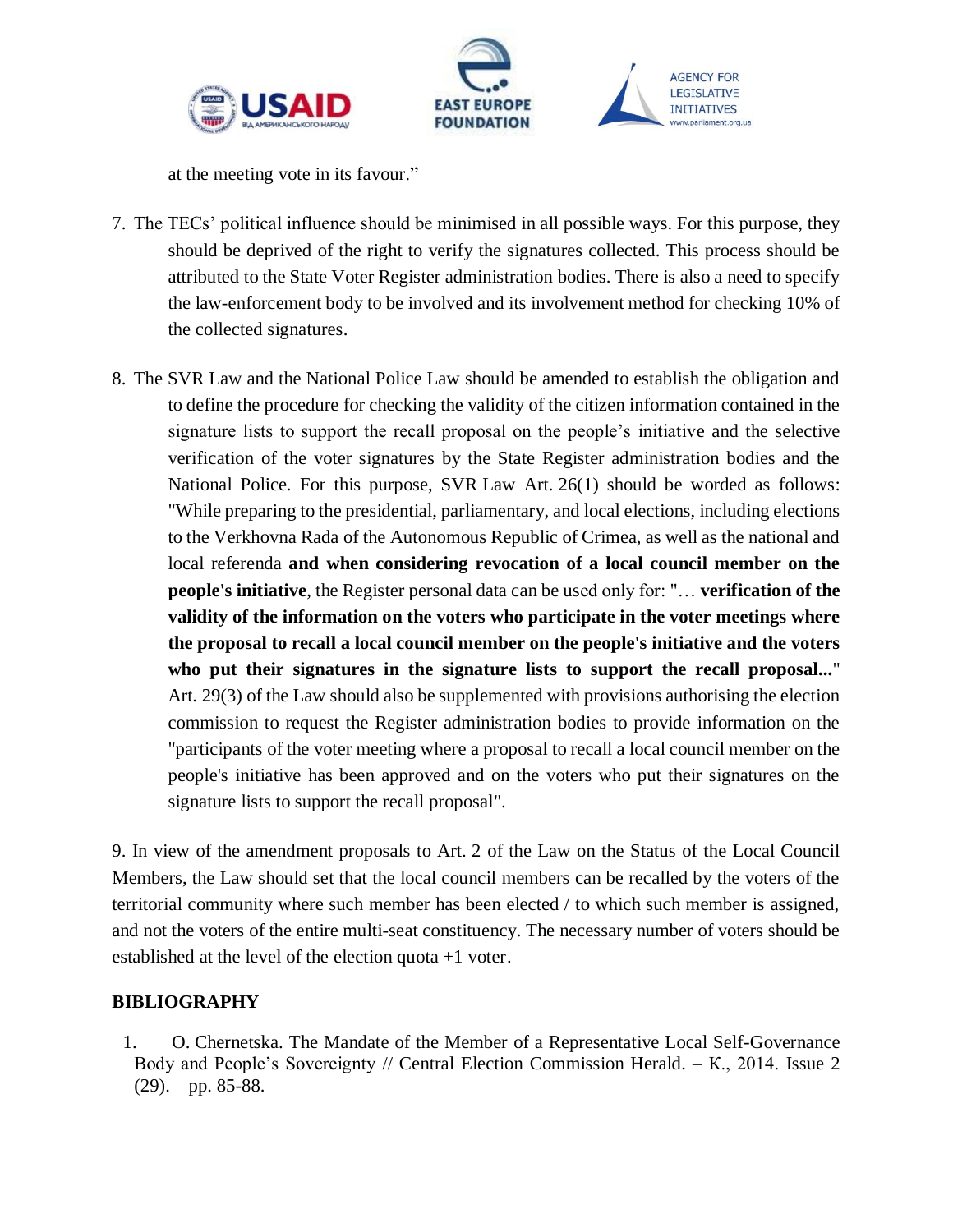at the meeting vote in its favour."

7. The TECs' political influence should be minimised in all possible ways. For this purpose, they should be deprived of the right to verify the signatures collected. This process should be attributed to the State Voter Register administration bodies. There is also a need to specify the law-enforcement body to be involved and its involvement method for checking 10% of the collected signatures.

8. The SVR Law and the National Police Law should be amended to establish the obligation and to define the procedure for checking the validity of the citizen information contained in the signature lists to support the recall proposal on the people's initiative and the selective verification of the voter signatures by the State Register administration bodies and the National Police. For this purpose, SVR Law Art. 26(1) should be worded as follows: "While preparing to the presidential, parliamentary, and local elections, including elections to the Verkhovna Rada of the Autonomous Republic of Crimea, as well as the national and local referenda **and when considering revocation of a local council member on the people's initiative**, the Register personal data can be used only for: "… **verification of the validity of the information on the voters who participate in the voter meetings where the proposal to recall a local council member on the people's initiative and the voters who put their signatures in the signature lists to support the recall proposal...**" Art. 29(3) of the Law should also be supplemented with provisions authorising the election commission to request the Register administration bodies to provide information on the "participants of the voter meeting where a proposal to recall a local council member on the people's initiative has been approved and on the voters who put their signatures on the signature lists to support the recall proposal".

9. In view of the amendment proposals to Art. 2 of the Law on the Status of the Local Council Members, the Law should set that the local council members can be recalled by the voters of the territorial community where such member has been elected / to which such member is assigned, and not the voters of the entire multi-seat constituency. The necessary number of voters should be established at the level of the election quota +1 voter.

## BIBLIOGRAPHY

1. O. Chernetska. The Mandate of the Member of a Representative Local Self-Governance Body and People's Sovereignty // Central Election Commission Herald. – K., 2014. Issue 2 (29). – pp. 85-88.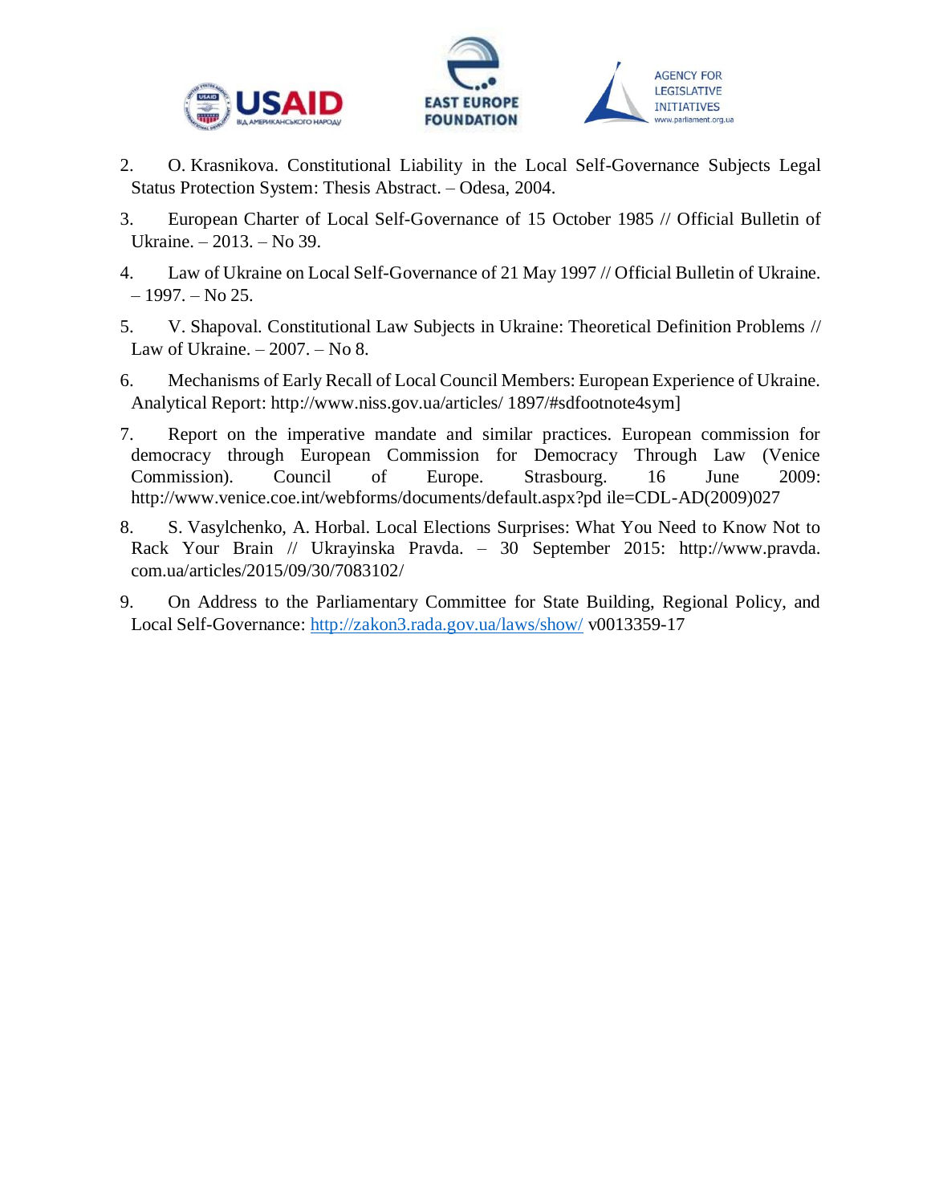2. O. Krasnikova. Constitutional Liability in the Local Self-Governance Subjects Legal Status Protection System: Thesis Abstract. – Odesa, 2004.

3. European Charter of Local Self-Governance of 15 October 1985 // Official Bulletin of Ukraine. – 2013. – No 39.

4. Law of Ukraine on Local Self-Governance of 21 May 1997 // Official Bulletin of Ukraine. – 1997. – No 25.

5. V. Shapoval. Constitutional Law Subjects in Ukraine: Theoretical Definition Problems // Law of Ukraine. – 2007. – No 8.

6. Mechanisms of Early Recall of Local Council Members: European Experience of Ukraine. Analytical Report: http://www.niss.gov.ua/articles/ 1897/#sdfootnote4sym]

7. Report on the imperative mandate and similar practices. European commission for democracy through European Commission for Democracy Through Law (Venice Commission). Council of Europe. Strasbourg. 16 June 2009: http://www.venice.coe.int/webforms/documents/default.aspx?pd ile=CDL-AD(2009)027

8. S. Vasylchenko, A. Horbal. Local Elections Surprises: What You Need to Know Not to Rack Your Brain // Ukrayinska Pravda. – 30 September 2015: http://www.pravda. com.ua/articles/2015/09/30/7083102/

9. On Address to the Parliamentary Committee for State Building, Regional Policy, and Local Self-Governance: http://zakon3.rada.gov.ua/laws/show/ v0013359-17